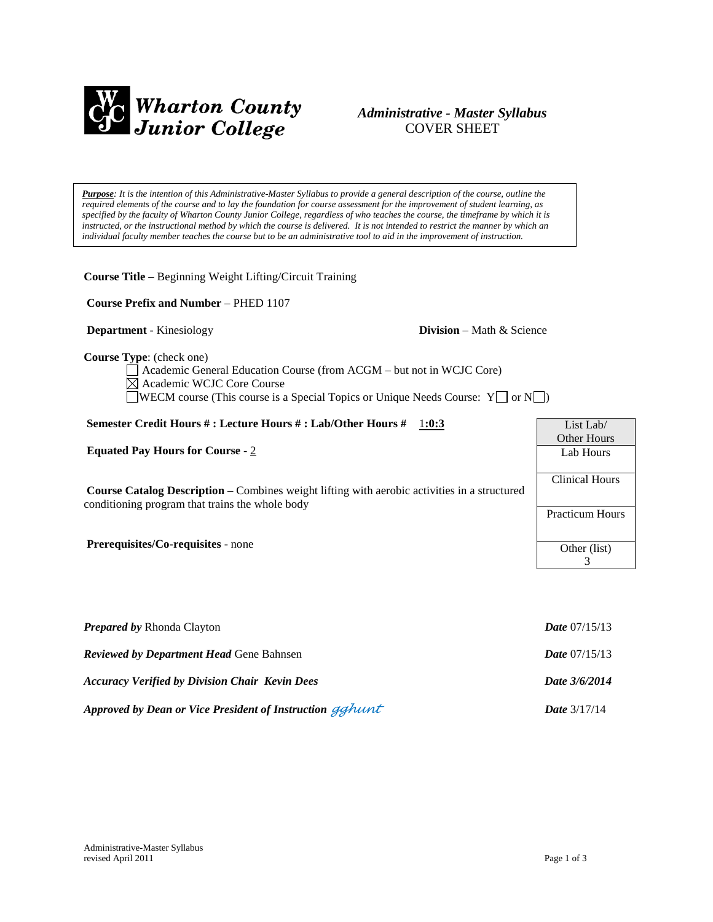**Wharton County Junior College**

# *Administrative - Master Syllabus*
## COVER SHEET

> ***Purpose****: It is the intention of this Administrative-Master Syllabus to provide a general description of the course, outline the required elements of the course and to lay the foundation for course assessment for the improvement of student learning, as specified by the faculty of Wharton County Junior College, regardless of who teaches the course, the timeframe by which it is instructed, or the instructional method by which the course is delivered. It is not intended to restrict the manner by which an individual faculty member teaches the course but to be an administrative tool to aid in the improvement of instruction.*

**Course Title** – Beginning Weight Lifting/Circuit Training

**Course Prefix and Number** – PHED 1107

**Department** - Kinesiology

**Division** – Math & Science

**Course Type**: (check one)

- ☐ Academic General Education Course (from ACGM – but not in WCJC Core)
- ☒ Academic WCJC Core Course
- ☐ WECM course (This course is a Special Topics or Unique Needs Course: Y☐ or N☐)

**Semester Credit Hours # : Lecture Hours # : Lab/Other Hours #** 1**:0:3**

**Equated Pay Hours for Course** - 2

**Course Catalog Description** – Combines weight lifting with aerobic activities in a structured conditioning program that trains the whole body

**Prerequisites/Co-requisites** - none

| List Lab/ Other Hours |
|---|
| Lab Hours |
| Clinical Hours |
| Practicum Hours |
| Other (list) 3 |

***Prepared by*** Rhonda Clayton — ***Date*** 07/15/13

***Reviewed by Department Head*** Gene Bahnsen — ***Date*** 07/15/13

***Accuracy Verified by Division Chair Kevin Dees*** — ***Date 3/6/2014***

***Approved by Dean or Vice President of Instruction*** gghunt — ***Date*** 3/17/14

Administrative-Master Syllabus
revised April 2011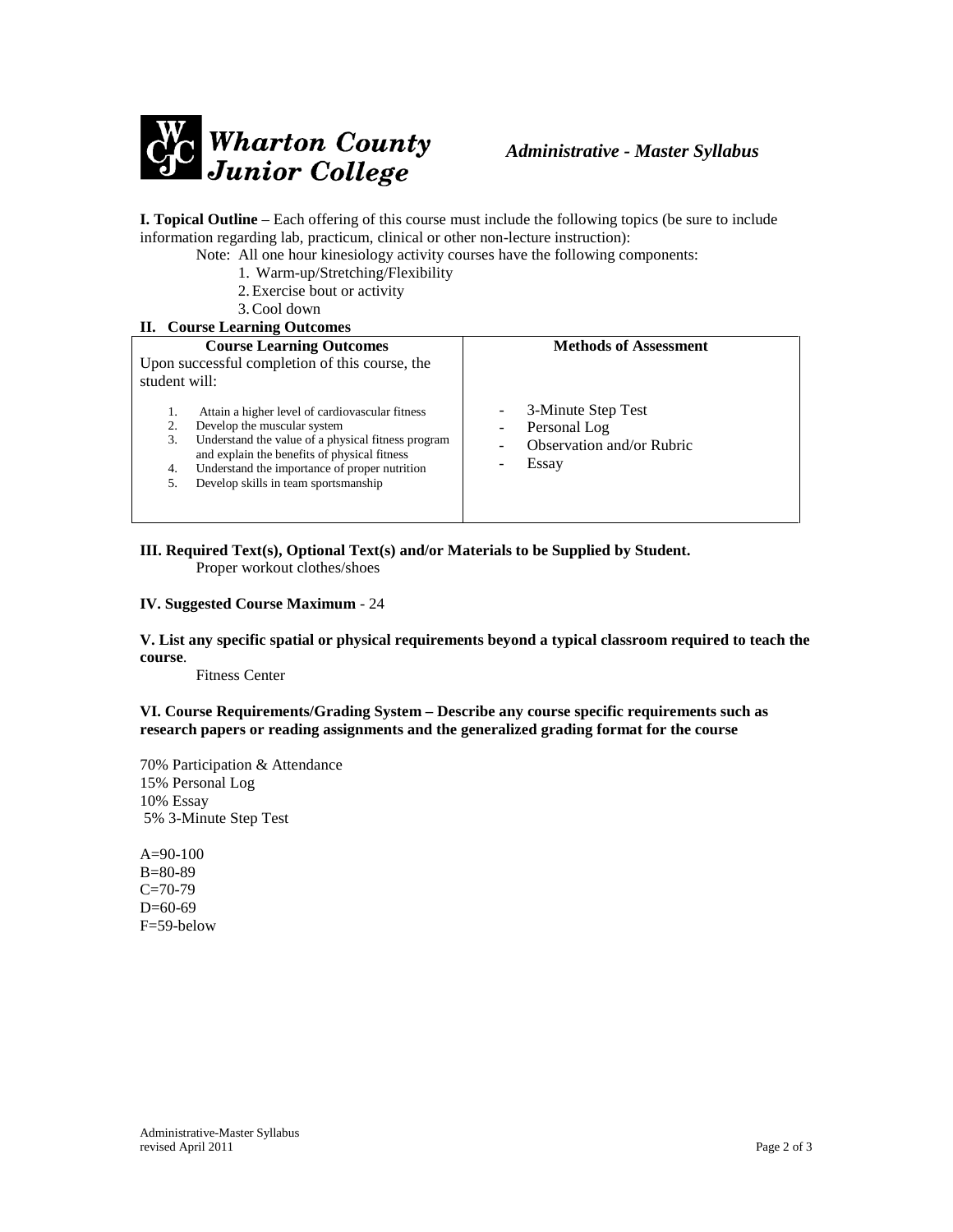**Wharton County Junior College** *Administrative - Master Syllabus*

**I. Topical Outline** – Each offering of this course must include the following topics (be sure to include information regarding lab, practicum, clinical or other non-lecture instruction):

Note: All one hour kinesiology activity courses have the following components:

1. Warm-up/Stretching/Flexibility
2. Exercise bout or activity
3. Cool down

**II. Course Learning Outcomes**

| **Course Learning Outcomes** | **Methods of Assessment** |
|---|---|
| Upon successful completion of this course, the student will:<br><br>1. Attain a higher level of cardiovascular fitness<br>2. Develop the muscular system<br>3. Understand the value of a physical fitness program and explain the benefits of physical fitness<br>4. Understand the importance of proper nutrition<br>5. Develop skills in team sportsmanship | - 3-Minute Step Test<br>- Personal Log<br>- Observation and/or Rubric<br>- Essay |

**III. Required Text(s), Optional Text(s) and/or Materials to be Supplied by Student.**

Proper workout clothes/shoes

**IV. Suggested Course Maximum** - 24

**V. List any specific spatial or physical requirements beyond a typical classroom required to teach the course**.

Fitness Center

**VI. Course Requirements/Grading System – Describe any course specific requirements such as research papers or reading assignments and the generalized grading format for the course**

70% Participation & Attendance
15% Personal Log
10% Essay
5% 3-Minute Step Test

A=90-100
B=80-89
C=70-79
D=60-69
F=59-below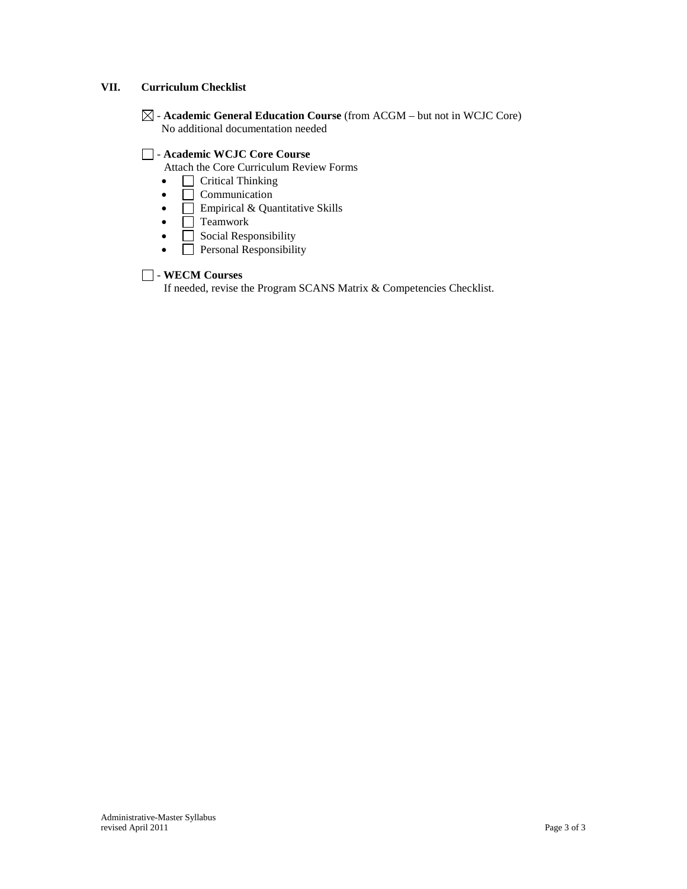## VII. Curriculum Checklist

☒ - **Academic General Education Course** (from ACGM – but not in WCJC Core)
No additional documentation needed

☐ - **Academic WCJC Core Course**
Attach the Core Curriculum Review Forms

- ☐ Critical Thinking
- ☐ Communication
- ☐ Empirical & Quantitative Skills
- ☐ Teamwork
- ☐ Social Responsibility
- ☐ Personal Responsibility

☐ - **WECM Courses**
If needed, revise the Program SCANS Matrix & Competencies Checklist.